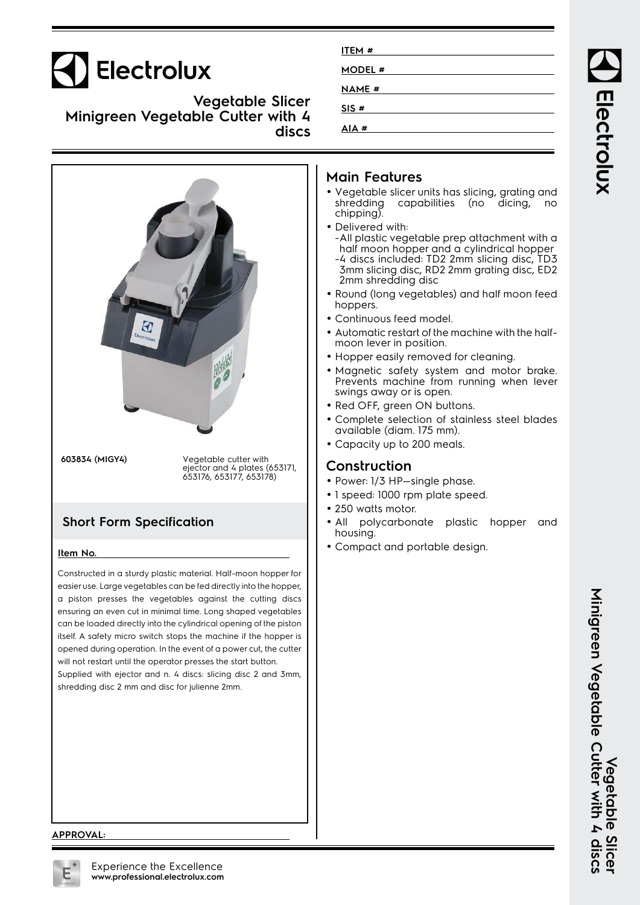# Electrolux

## Vegetable Slicer
## Minigreen Vegetable Cutter with 4 discs

ITEM #

MODEL #

NAME #

SIS #

AIA #

**603834 (MIGY4)** Vegetable cutter with ejector and 4 plates (653171, 653176, 653177, 653178)

## Short Form Specification

**Item No.**

Constructed in a sturdy plastic material. Half-moon hopper for easier use. Large vegetables can be fed directly into the hopper, a piston presses the vegetables against the cutting discs ensuring an even cut in minimal time. Long shaped vegetables can be loaded directly into the cylindrical opening of the piston itself. A safety micro switch stops the machine if the hopper is opened during operation. In the event of a power cut, the cutter will not restart until the operator presses the start button.
Supplied with ejector and n. 4 discs: slicing disc 2 and 3mm, shredding disc 2 mm and disc for julienne 2mm.

## Main Features

- Vegetable slicer units has slicing, grating and shredding capabilities (no dicing, no chipping).
- Delivered with:
  - -All plastic vegetable prep attachment with a half moon hopper and a cylindrical hopper
  - -4 discs included: TD2 2mm slicing disc, TD3 3mm slicing disc, RD2 2mm grating disc, ED2 2mm shredding disc
- Round (long vegetables) and half moon feed hoppers.
- Continuous feed model.
- Automatic restart of the machine with the half-moon lever in position.
- Hopper easily removed for cleaning.
- Magnetic safety system and motor brake. Prevents machine from running when lever swings away or is open.
- Red OFF, green ON buttons.
- Complete selection of stainless steel blades available (diam. 175 mm).
- Capacity up to 200 meals.

## Construction

- Power: 1/3 HP—single phase.
- 1 speed: 1000 rpm plate speed.
- 250 watts motor.
- All polycarbonate plastic hopper and housing.
- Compact and portable design.

**APPROVAL:**

Experience the Excellence
**www.professional.electrolux.com**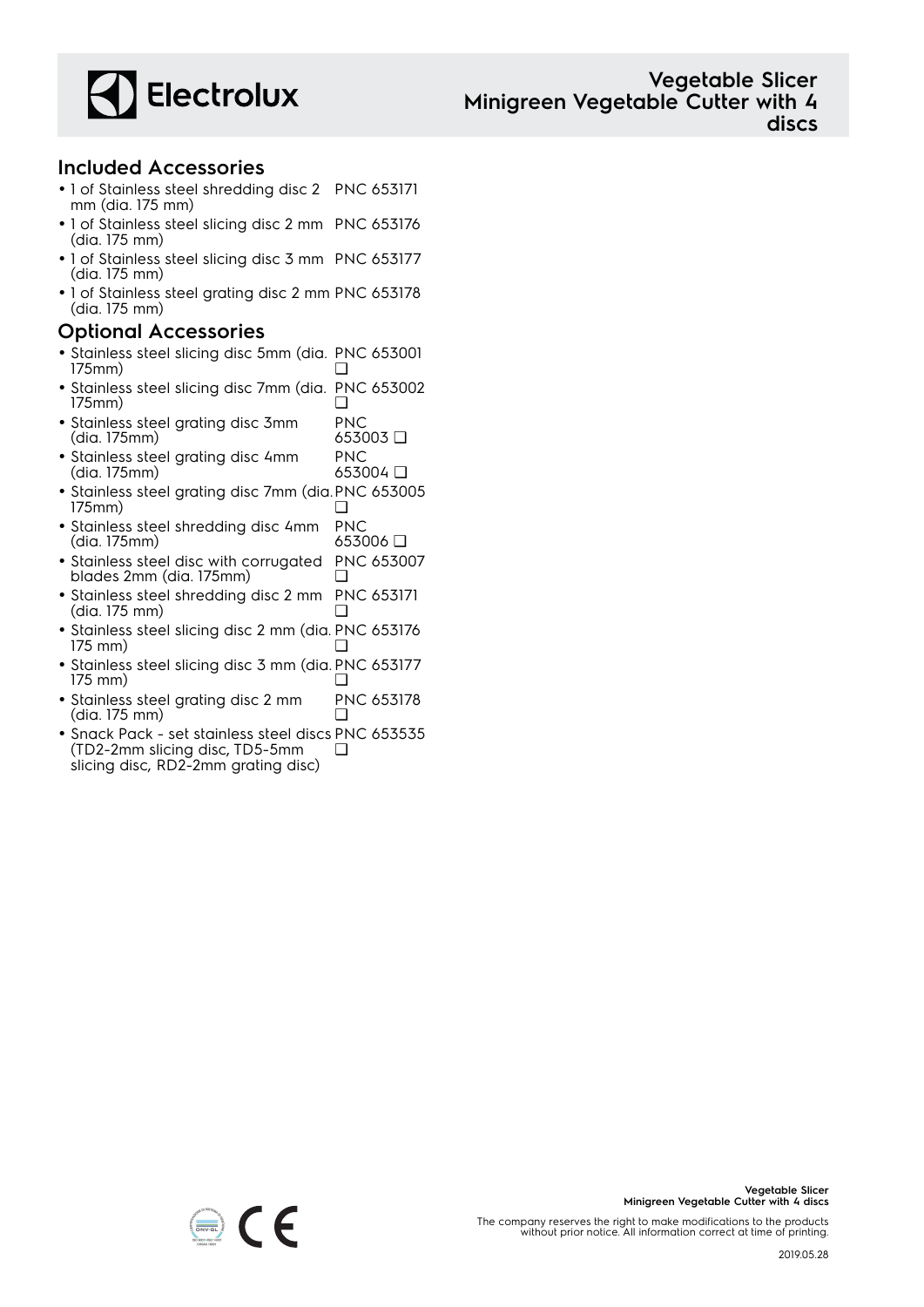## Included Accessories

- 1 of Stainless steel shredding disc 2 mm (dia. 175 mm) PNC 653171
- 1 of Stainless steel slicing disc 2 mm (dia. 175 mm) PNC 653176
- 1 of Stainless steel slicing disc 3 mm (dia. 175 mm) PNC 653177
- 1 of Stainless steel grating disc 2 mm (dia. 175 mm) PNC 653178

## Optional Accessories

- Stainless steel slicing disc 5mm (dia. 175mm) PNC 653001 ❑
- Stainless steel slicing disc 7mm (dia. 175mm) PNC 653002 ❑
- Stainless steel grating disc 3mm (dia. 175mm) PNC 653003 ❑
- Stainless steel grating disc 4mm (dia. 175mm) PNC 653004 ❑
- Stainless steel grating disc 7mm (dia. 175mm) PNC 653005 ❑
- Stainless steel shredding disc 4mm (dia. 175mm) PNC 653006 ❑
- Stainless steel disc with corrugated blades 2mm (dia. 175mm) PNC 653007 ❑
- Stainless steel shredding disc 2 mm (dia. 175 mm) PNC 653171 ❑
- Stainless steel slicing disc 2 mm (dia. 175 mm) PNC 653176 ❑
- Stainless steel slicing disc 3 mm (dia. 175 mm) PNC 653177 ❑
- Stainless steel grating disc 2 mm (dia. 175 mm) PNC 653178 ❑
- Snack Pack - set stainless steel discs (TD2-2mm slicing disc, TD5-5mm slicing disc, RD2-2mm grating disc) PNC 653535 ❑

The company reserves the right to make modifications to the products without prior notice. All information correct at time of printing.

2019.05.28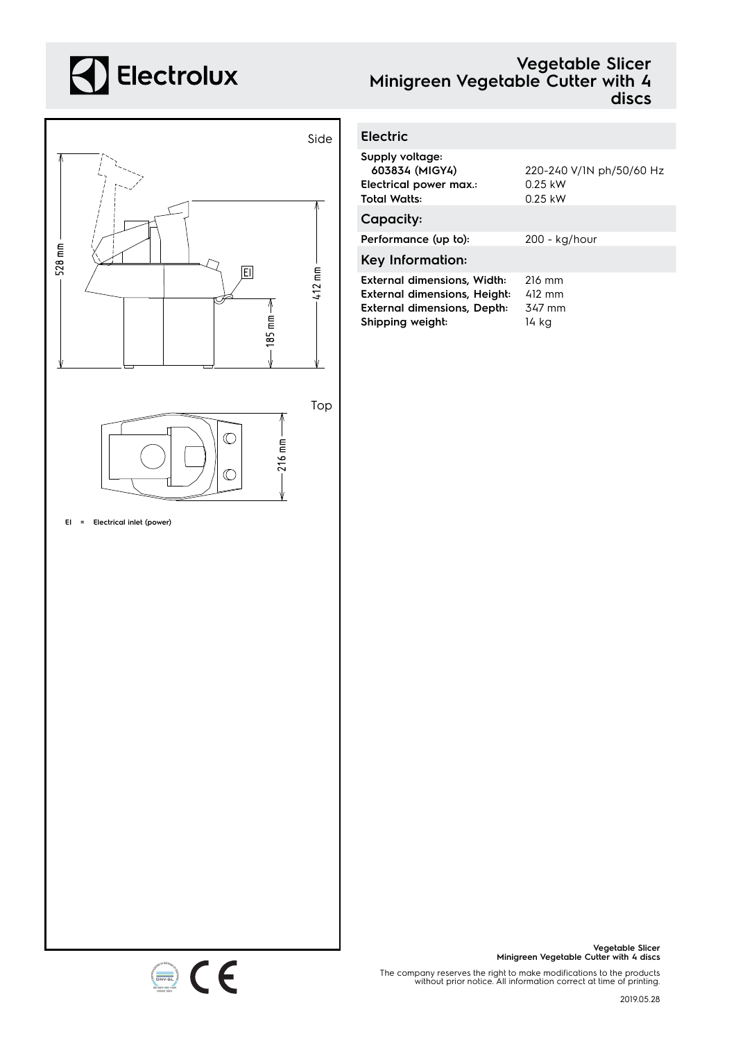# Vegetable Slicer
## Minigreen Vegetable Cutter with 4 discs

Side

528 mm

412 mm

185 mm

EI

Top

216 mm

EI = Electrical inlet (power)

## Electric

| | |
|---|---|
| **Supply voltage:** | |
| **603834 (MIGY4)** | 220-240 V/1N ph/50/60 Hz |
| **Electrical power max.:** | 0.25 kW |
| **Total Watts:** | 0.25 kW |

## Capacity:

| | |
|---|---|
| **Performance (up to):** | 200 - kg/hour |

## Key Information:

| | |
|---|---|
| **External dimensions, Width:** | 216 mm |
| **External dimensions, Height:** | 412 mm |
| **External dimensions, Depth:** | 347 mm |
| **Shipping weight:** | 14 kg |

The company reserves the right to make modifications to the products without prior notice. All information correct at time of printing.

2019.05.28